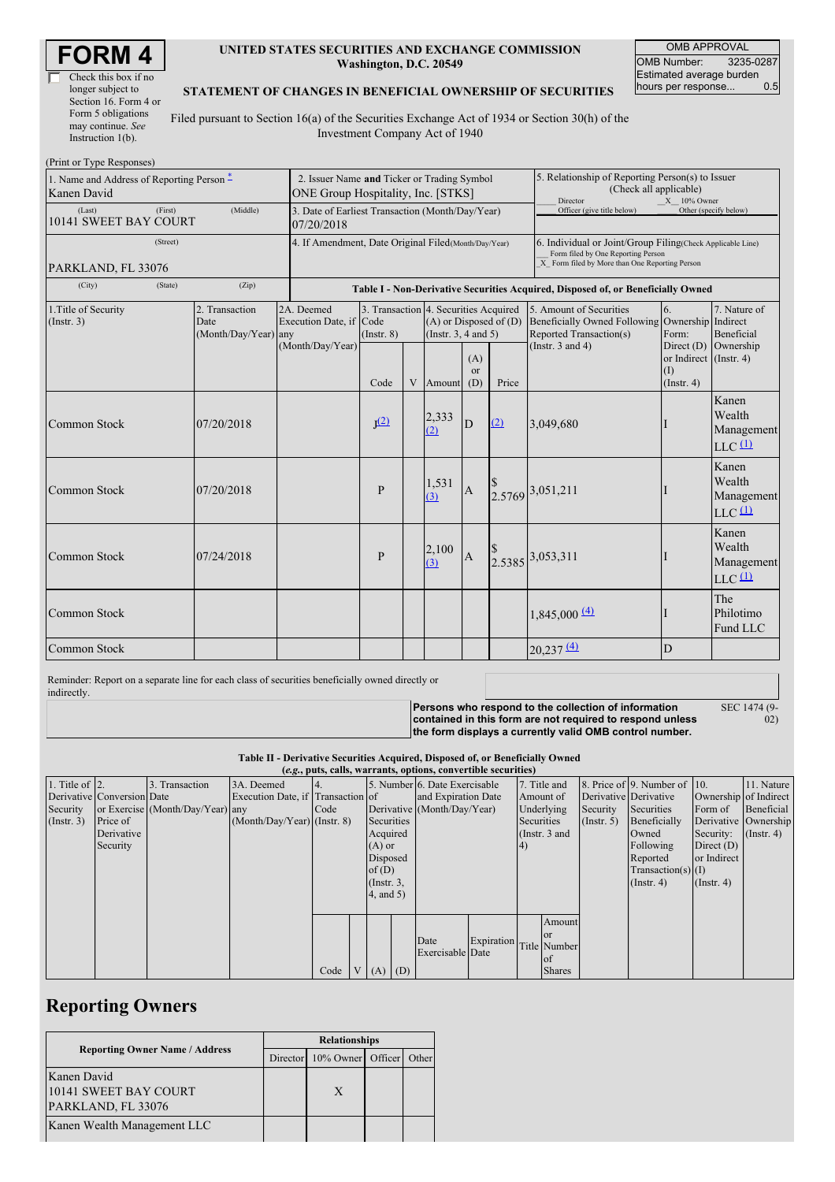# FORM 4

☐ Check this box if no longer subject to Section 16. Form 4 or Form 5 obligations may continue. *See* Instruction 1(b).

**UNITED STATES SECURITIES AND EXCHANGE COMMISSION**
**Washington, D.C. 20549**

**STATEMENT OF CHANGES IN BENEFICIAL OWNERSHIP OF SECURITIES**

Filed pursuant to Section 16(a) of the Securities Exchange Act of 1934 or Section 30(h) of the Investment Company Act of 1940

| OMB APPROVAL | |
|---|---|
| OMB Number: | 3235-0287 |
| Estimated average burden hours per response... | 0.5 |

(Print or Type Responses)

| 1. Name and Address of Reporting Person * | 2. Issuer Name **and** Ticker or Trading Symbol | 5. Relationship of Reporting Person(s) to Issuer (Check all applicable) |
|---|---|---|
| Kanen David | ONE Group Hospitality, Inc. [STKS] | ___ Director _X_ 10% Owner |
| (Last) (First) (Middle) 10141 SWEET BAY COURT | 3. Date of Earliest Transaction (Month/Day/Year) 07/20/2018 | ___ Officer (give title below) ___ Other (specify below) |
| (Street) PARKLAND, FL 33076 | 4. If Amendment, Date Original Filed (Month/Day/Year) | 6. Individual or Joint/Group Filing (Check Applicable Line) ___ Form filed by One Reporting Person _X_ Form filed by More than One Reporting Person |
| (City) (State) (Zip) | | |

**Table I - Non-Derivative Securities Acquired, Disposed of, or Beneficially Owned**

| 1.Title of Security (Instr. 3) | 2. Transaction Date (Month/Day/Year) | 2A. Deemed Execution Date, if any (Month/Day/Year) | 3. Transaction Code (Instr. 8) Code | V | 4. Securities Acquired (A) or Disposed of (D) (Instr. 3, 4 and 5) Amount | (A) or (D) | Price | 5. Amount of Securities Beneficially Owned Following Reported Transaction(s) (Instr. 3 and 4) | 6. Ownership Form: Direct (D) or Indirect (I) (Instr. 4) | 7. Nature of Indirect Beneficial Ownership (Instr. 4) |
|---|---|---|---|---|---|---|---|---|---|---|
| Common Stock | 07/20/2018 | | J (2) | | 2,333 (2) | D | (2) | 3,049,680 | I | Kanen Wealth Management LLC (1) |
| Common Stock | 07/20/2018 | | P | | 1,531 (3) | A | $ 2.5769 | 3,051,211 | I | Kanen Wealth Management LLC (1) |
| Common Stock | 07/24/2018 | | P | | 2,100 (3) | A | $ 2.5385 | 3,053,311 | I | Kanen Wealth Management LLC (1) |
| Common Stock | | | | | | | | 1,845,000 (4) | I | The Philotimo Fund LLC |
| Common Stock | | | | | | | | 20,237 (4) | D | |

Reminder: Report on a separate line for each class of securities beneficially owned directly or indirectly.

**Persons who respond to the collection of information contained in this form are not required to respond unless the form displays a currently valid OMB control number.** SEC 1474 (9-02)

**Table II - Derivative Securities Acquired, Disposed of, or Beneficially Owned**
**(*e.g.*, puts, calls, warrants, options, convertible securities)**

| 1. Title of Derivative Security (Instr. 3) | 2. Conversion or Exercise Price of Derivative Security | 3. Transaction Date (Month/Day/Year) | 3A. Deemed Execution Date, if any (Month/Day/Year) | 4. Transaction Code (Instr. 8) Code | V | 5. Number of Derivative Securities Acquired (A) or Disposed of (D) (Instr. 3, 4, and 5) (A) | (D) | 6. Date Exercisable and Expiration Date (Month/Day/Year) Date Exercisable | Expiration Date | 7. Title and Amount of Underlying Securities (Instr. 3 and 4) Title | Amount or Number of Shares | 8. Price of Derivative Security (Instr. 5) | 9. Number of Derivative Securities Beneficially Owned Following Reported Transaction(s) (Instr. 4) | 10. Ownership Form of Derivative Security: Direct (D) or Indirect (I) (Instr. 4) | 11. Nature of Indirect Beneficial Ownership (Instr. 4) |
|---|---|---|---|---|---|---|---|---|---|---|---|---|---|---|---|

## Reporting Owners

| Reporting Owner Name / Address | Relationships | | | |
|---|---|---|---|---|
| | Director | 10% Owner | Officer | Other |
| Kanen David 10141 SWEET BAY COURT PARKLAND, FL 33076 | | X | | |
| Kanen Wealth Management LLC | | | | |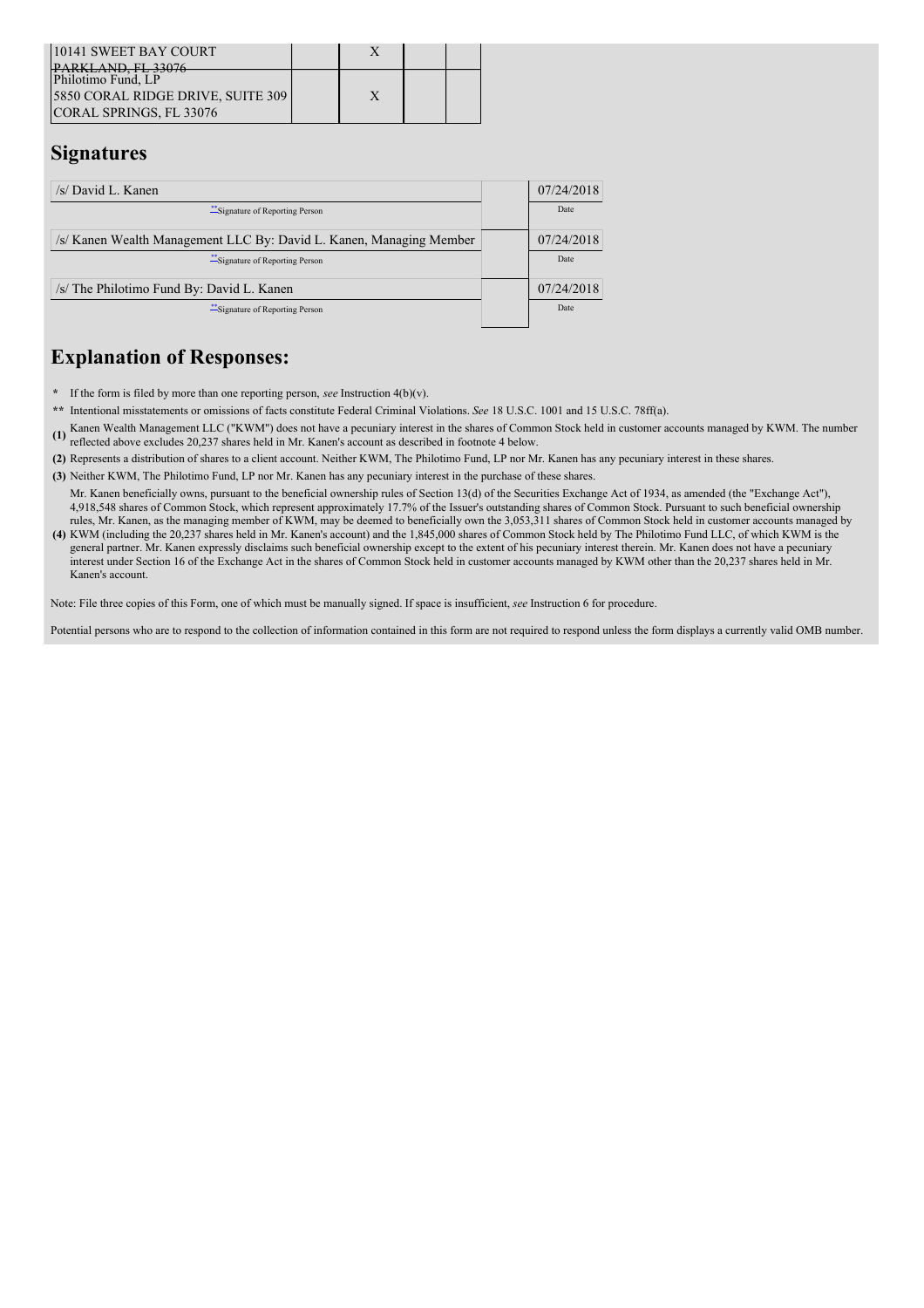| | | | | |
|---|---|---|---|---|
| 10141 SWEET BAY COURT<br>PARKLAND, FL 33076 | | X | | |
| Philotimo Fund, LP<br>5850 CORAL RIDGE DRIVE, SUITE 309<br>CORAL SPRINGS, FL 33076 | | X | | |

## Signatures

| | |
|---|---|
| /s/ David L. Kanen | 07/24/2018 |
| **Signature of Reporting Person | Date |
| /s/ Kanen Wealth Management LLC By: David L. Kanen, Managing Member | 07/24/2018 |
| **Signature of Reporting Person | Date |
| /s/ The Philotimo Fund By: David L. Kanen | 07/24/2018 |
| **Signature of Reporting Person | Date |

## Explanation of Responses:

- \* If the form is filed by more than one reporting person, *see* Instruction 4(b)(v).
- \*\* Intentional misstatements or omissions of facts constitute Federal Criminal Violations. *See* 18 U.S.C. 1001 and 15 U.S.C. 78ff(a).
- **(1)** Kanen Wealth Management LLC ("KWM") does not have a pecuniary interest in the shares of Common Stock held in customer accounts managed by KWM. The number reflected above excludes 20,237 shares held in Mr. Kanen's account as described in footnote 4 below.
- **(2)** Represents a distribution of shares to a client account. Neither KWM, The Philotimo Fund, LP nor Mr. Kanen has any pecuniary interest in these shares.
- **(3)** Neither KWM, The Philotimo Fund, LP nor Mr. Kanen has any pecuniary interest in the purchase of these shares.
- **(4)** Mr. Kanen beneficially owns, pursuant to the beneficial ownership rules of Section 13(d) of the Securities Exchange Act of 1934, as amended (the "Exchange Act"), 4,918,548 shares of Common Stock, which represent approximately 17.7% of the Issuer's outstanding shares of Common Stock. Pursuant to such beneficial ownership rules, Mr. Kanen, as the managing member of KWM, may be deemed to beneficially own the 3,053,311 shares of Common Stock held in customer accounts managed by KWM (including the 20,237 shares held in Mr. Kanen's account) and the 1,845,000 shares of Common Stock held by The Philotimo Fund LLC, of which KWM is the general partner. Mr. Kanen expressly disclaims such beneficial ownership except to the extent of his pecuniary interest therein. Mr. Kanen does not have a pecuniary interest under Section 16 of the Exchange Act in the shares of Common Stock held in customer accounts managed by KWM other than the 20,237 shares held in Mr. Kanen's account.

Note: File three copies of this Form, one of which must be manually signed. If space is insufficient, *see* Instruction 6 for procedure.

Potential persons who are to respond to the collection of information contained in this form are not required to respond unless the form displays a currently valid OMB number.